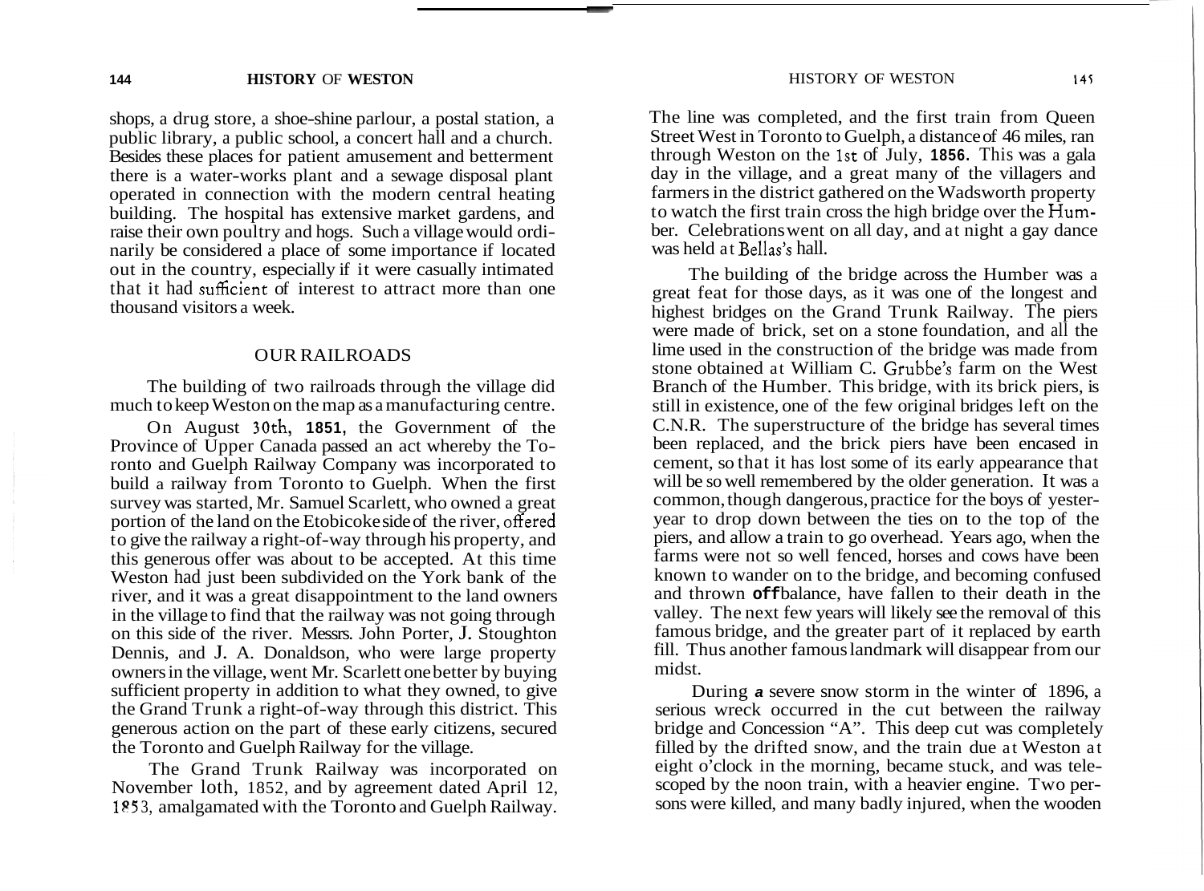shops, a drug store, a shoe-shine parlour, a postal station, a public library, a public school, a concert hall and a church. Besides these places for patient amusement and betterment there is a water-works plant and a sewage disposal plant operated in connection with the modern central heating building. The hospital has extensive market gardens, and raise their own poultry and hogs. Such a village would ordinarily be considered a place of some importance if located out in the country, especially if it were casually intimated that it had sufficient of interest to attract more than one thousand visitors a week.

## OUR RAILROADS

The building of two railroads through the village did much to keep Weston on the map as a manufacturing centre.

On August 30th, 1851, the Government of the Province of Upper Canada passed an act whereby the Toronto and Guelph Railway Company was incorporated to build a railway from Toronto to Guelph. When the first survey was started, Mr. Samuel Scarlett, who owned a great portion of the land on the Etobicoke side of the river, offered to give the railway a right-of-way through his property, and this generous offer was about to be accepted. At this time Weston had just been subdivided on the York bank of the river, and it was a great disappointment to the land owners in the village to find that the railway was not going through on this side of the river. Messrs. John Porter, J. Stoughton Dennis, and J. A. Donaldson, who were large property owners in the village, went Mr. Scarlett one better by buying sufficient property in addition to what they owned, to give the Grand Trunk a right-of-way through this district. This generous action on the part of these early citizens, secured the Toronto and Guelph Railway for the village.

The Grand Trunk Railway was incorporated on November 10th, 1852, and by agreement dated April 12, 1853, amalgamated with the Toronto and Guelph Railway. The line was completed, and the first train from Queen Street West in Toronto to Guelph, a distance of 46 miles, ran through Weston on the 1st of July, 1856. This was a gala day in the village, and a great many of the villagers and farmers in the district gathered on the Wadsworth property to watch the first train cross the high bridge over the Humber. Celebrations went on all day, and at night a gay dance was held at Bellas's hall.

The building of the bridge across the Humber was a great feat for those days, as it was one of the longest and highest bridges on the Grand Trunk Railway. The piers were made of brick, set on a stone foundation, and all the lime used in the construction of the bridge was made from stone obtained at William C. Grubbe's farm on the West Branch of the Humber. This bridge, with its brick piers, is still in existence, one of the few original bridges left on the C.N.R. The superstructure of the bridge has several times been replaced, and the brick piers have been encased in cement, so that it has lost some of its early appearance that will be so well remembered by the older generation. It was a common, though dangerous, practice for the boys of yesteryear to drop down between the ties on to the top of the piers, and allow a train to go overhead. Years ago, when the farms were not so well fenced, horses and cows have been known to wander on to the bridge, and becoming confused and thrown off balance, have fallen to their death in the valley. The next few years will likely see the removal of this famous bridge, and the greater part of it replaced by earth fill. Thus another famous landmark will disappear from our midst.

During a severe snow storm in the winter of 1896, a serious wreck occurred in the cut between the railway bridge and Concession "A". This deep cut was completely filled by the drifted snow, and the train due at Weston at eight o'clock in the morning, became stuck, and was telescoped by the noon train, with a heavier engine. Two persons were killed, and many badly injured, when the wooden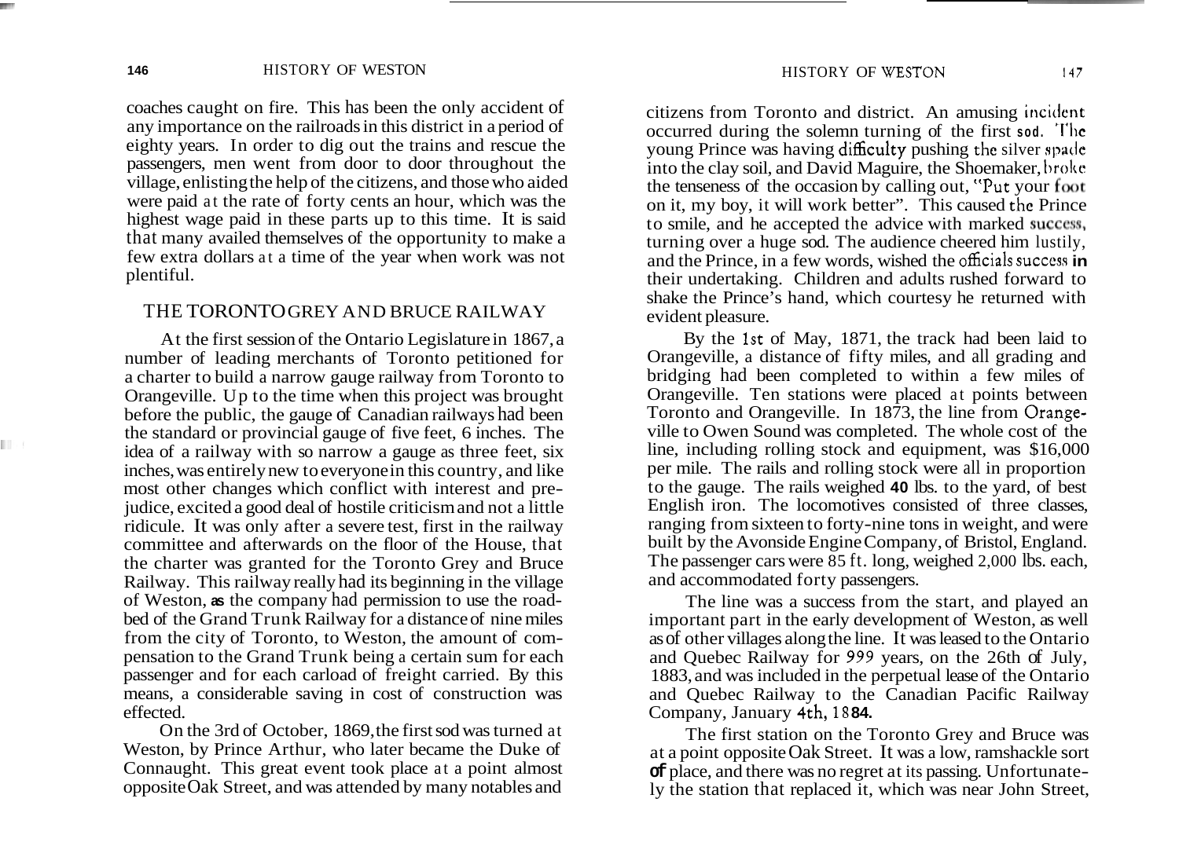coaches caught on fire. This has been the only accident of any importance on the railroads in this district in a period of eighty years. In order to dig out the trains and rescue the passengers, men went from door to door throughout the village, enlisting the help of the citizens, and those who aided were paid at the rate of forty cents an hour, which was the highest wage paid in these parts up to this time. It is said that many availed themselves of the opportunity to make a few extra dollars at a time of the year when work was not plentiful.

## THE TORONTO GREY AND BRUCE RAILWAY

At the first session of the Ontario Legislature in 1867, a number of leading merchants of Toronto petitioned for a charter to build a narrow gauge railway from Toronto to Orangeville. Up to the time when this project was brought before the public, the gauge of Canadian railways had been the standard or provincial gauge of five feet, 6 inches. The idea of a railway with so narrow a gauge as three feet, six inches, was entirely new to everyone in this country, and like most other changes which conflict with interest and prejudice, excited a good deal of hostile criticism and not a little ridicule. It was only after a severe test, first in the railway committee and afterwards on the floor of the House, that the charter was granted for the Toronto Grey and Bruce Railway. This railway really had its beginning in the village of Weston, as the company had permission to use the roadbed of the Grand Trunk Railway for a distance of nine miles from the city of Toronto, to Weston, the amount of compensation to the Grand Trunk being a certain sum for each passenger and for each carload of freight carried. By this means, a considerable saving in cost of construction was effected.

On the 3rd of October, 1869, the first sod was turned at Weston, by Prince Arthur, who later became the Duke of Connaught. This great event took place at a point almost opposite Oak Street, and was attended by many notables and citizens from Toronto and district. An amusing incident occurred during the solemn turning of the first sod. The young Prince was having difficulty pushing the silver spade into the clay soil, and David Maguire, the Shoemaker, broke the tenseness of the occasion by calling out, "Put your foot on it, my boy, it will work better". This caused the Prince to smile, and he accepted the advice with marked success, turning over a huge sod. The audience cheered him lustily, and the Prince, in a few words, wished the officials success in their undertaking. Children and adults rushed forward to shake the Prince's hand, which courtesy he returned with evident pleasure.

By the 1st of May, 1871, the track had been laid to Orangeville, a distance of fifty miles, and all grading and bridging had been completed to within a few miles of Orangeville. Ten stations were placed at points between Toronto and Orangeville. In 1873, the line from Orangeville to Owen Sound was completed. The whole cost of the line, including rolling stock and equipment, was $16,000 per mile. The rails and rolling stock were all in proportion to the gauge. The rails weighed 40 lbs. to the yard, of best English iron. The locomotives consisted of three classes, ranging from sixteen to forty-nine tons in weight, and were built by the Avonside Engine Company, of Bristol, England. The passenger cars were 85 ft. long, weighed 2,000 lbs. each, and accommodated forty passengers.

The line was a success from the start, and played an important part in the early development of Weston, as well as of other villages along the line. It was leased to the Ontario and Quebec Railway for 999 years, on the 26th of July, 1883, and was included in the perpetual lease of the Ontario and Quebec Railway to the Canadian Pacific Railway Company, January 4th, 1884.

The first station on the Toronto Grey and Bruce was at a point opposite Oak Street. It was a low, ramshackle sort of place, and there was no regret at its passing. Unfortunately the station that replaced it, which was near John Street,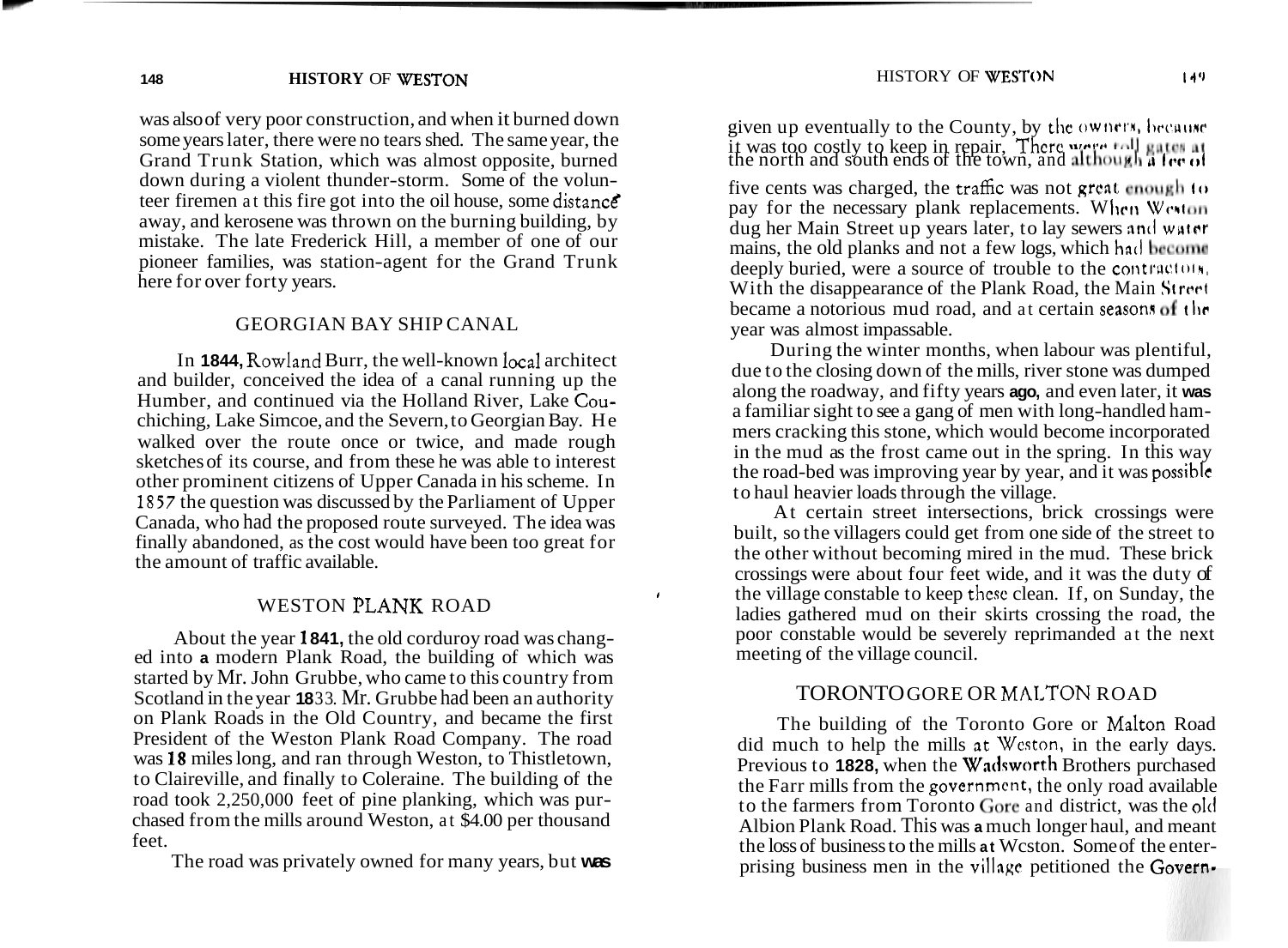was also of very poor construction, and when it burned down some years later, there were no tears shed. The same year, the Grand Trunk Station, which was almost opposite, burned down during a violent thunder-storm. Some of the volunteer firemen at this fire got into the oil house, some distance away, and kerosene was thrown on the burning building, by mistake. The late Frederick Hill, a member of one of our pioneer families, was station-agent for the Grand Trunk here for over forty years.

## GEORGIAN BAY SHIP CANAL

In **1844**, Rowland Burr, the well-known local architect and builder, conceived the idea of a canal running up the Humber, and continued via the Holland River, Lake Couchiching, Lake Simcoe, and the Severn, to Georgian Bay. He walked over the route once or twice, and made rough sketches of its course, and from these he was able to interest other prominent citizens of Upper Canada in his scheme. In 1857 the question was discussed by the Parliament of Upper Canada, who had the proposed route surveyed. The idea was finally abandoned, as the cost would have been too great for the amount of traffic available.

## WESTON PLANK ROAD

About the year **1841,** the old corduroy road was changed into a modern Plank Road, the building of which was started by Mr. John Grubbe, who came to this country from Scotland in the year 1833. Mr. Grubbe had been an authority on Plank Roads in the Old Country, and became the first President of the Weston Plank Road Company. The road was 18 miles long, and ran through Weston, to Thistletown, to Claireville, and finally to Coleraine. The building of the road took 2,250,000 feet of pine planking, which was purchased from the mills around Weston, at $4.00 per thousand feet.

The road was privately owned for many years, but was given up eventually to the County, by the owners, because it was too costly to keep in repair. There were toll gates at the north and south ends of the town, and although a fee of five cents was charged, the traffic was not great enough to pay for the necessary plank replacements. When Weston dug her Main Street up years later, to lay sewers and water mains, the old planks and not a few logs, which had become deeply buried, were a source of trouble to the contractors. With the disappearance of the Plank Road, the Main Street became a notorious mud road, and at certain seasons of the year was almost impassable.

During the winter months, when labour was plentiful, due to the closing down of the mills, river stone was dumped along the roadway, and fifty years ago, and even later, it was a familiar sight to see a gang of men with long-handled hammers cracking this stone, which would become incorporated in the mud as the frost came out in the spring. In this way the road-bed was improving year by year, and it was possible to haul heavier loads through the village.

At certain street intersections, brick crossings were built, so the villagers could get from one side of the street to the other without becoming mired in the mud. These brick crossings were about four feet wide, and it was the duty of the village constable to keep these clean. If, on Sunday, the ladies gathered mud on their skirts crossing the road, the poor constable would be severely reprimanded at the next meeting of the village council.

## TORONTO GORE OR MALTON ROAD

The building of the Toronto Gore or Malton Road did much to help the mills at Weston, in the early days. Previous to **1828,** when the Wadsworth Brothers purchased the Farr mills from the government, the only road available to the farmers from Toronto Gore and district, was the old Albion Plank Road. This was a much longer haul, and meant the loss of business to the mills at Weston. Some of the enterprising business men in the village petitioned the Govern-